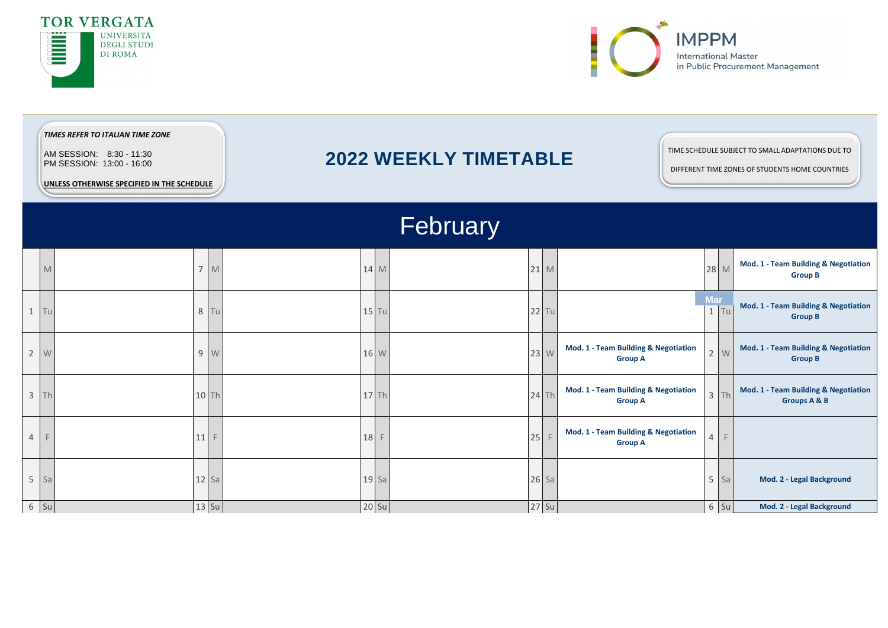TOR VERGATA
UNIVERSITÀ DEGLI STUDI DI ROMA

IMPPM
International Master in Public Procurement Management

***TIMES REFER TO ITALIAN TIME ZONE***

AM SESSION: 8:30 - 11:30
PM SESSION: 13:00 - 16:00

**UNLESS OTHERWISE SPECIFIED IN THE SCHEDULE**

# 2022 WEEKLY TIMETABLE

TIME SCHEDULE SUBJECT TO SMALL ADAPTATIONS DUE TO DIFFERENT TIME ZONES OF STUDENTS HOME COUNTRIES

## February

| | | | | | | | | | | | | | | |
|---|---|---|---|---|---|---|---|---|---|---|---|---|---|---|
| | M | | 7 | M | | 14 | M | | 21 | M | | 28 | M | **Mod. 1 - Team Building & Negotiation Group B** |
| 1 | Tu | | 8 | Tu | | 15 | Tu | | 22 | Tu | | Mar 1 | Tu | **Mod. 1 - Team Building & Negotiation Group B** |
| 2 | W | | 9 | W | | 16 | W | | 23 | W | **Mod. 1 - Team Building & Negotiation Group A** | 2 | W | **Mod. 1 - Team Building & Negotiation Group B** |
| 3 | Th | | 10 | Th | | 17 | Th | | 24 | Th | **Mod. 1 - Team Building & Negotiation Group A** | 3 | Th | **Mod. 1 - Team Building & Negotiation Groups A & B** |
| 4 | F | | 11 | F | | 18 | F | | 25 | F | **Mod. 1 - Team Building & Negotiation Group A** | 4 | F | |
| 5 | Sa | | 12 | Sa | | 19 | Sa | | 26 | Sa | | 5 | Sa | **Mod. 2 - Legal Background** |
| 6 | Su | | 13 | Su | | 20 | Su | | 27 | Su | | 6 | Su | **Mod. 2 - Legal Background** |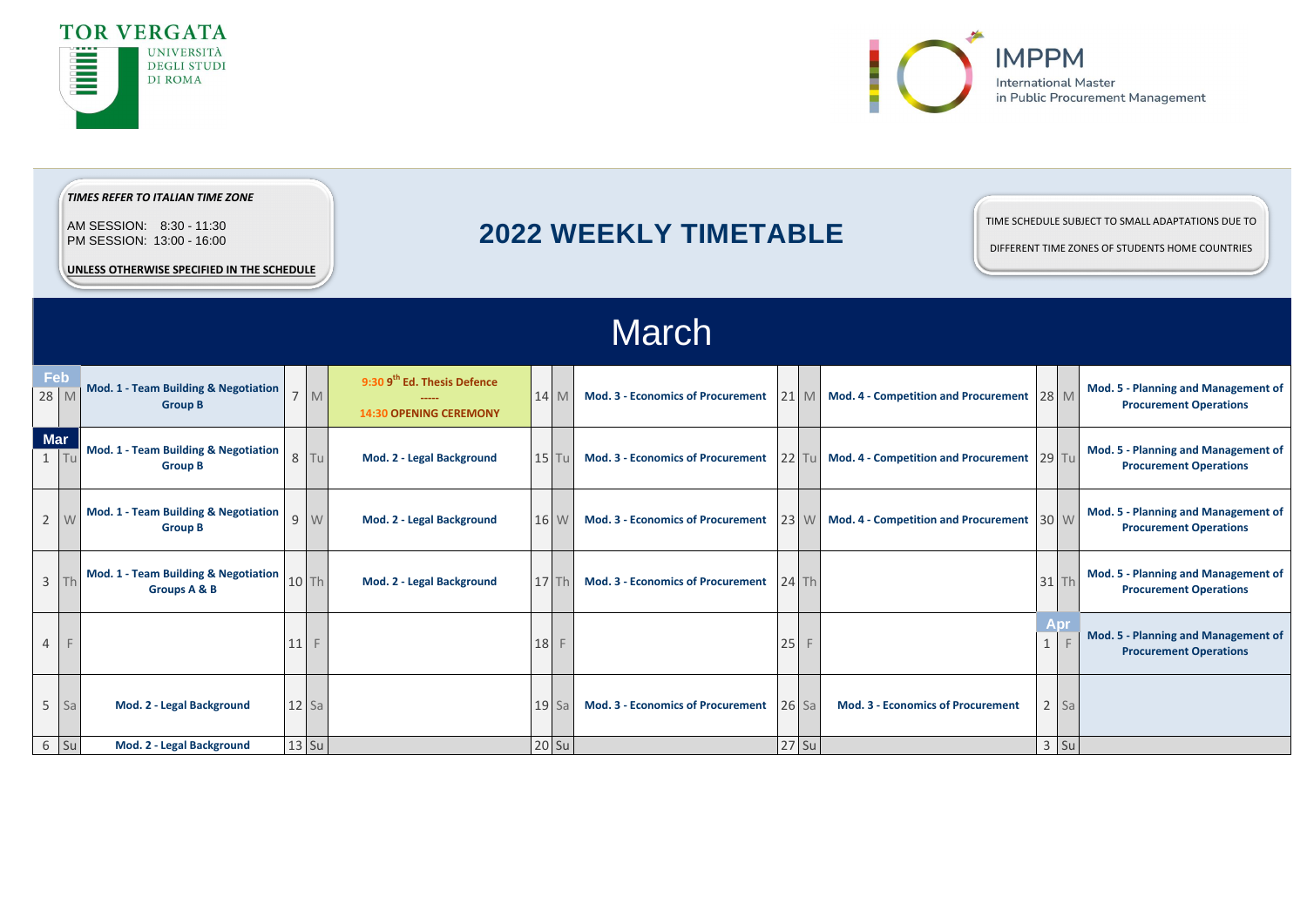TOR VERGATA UNIVERSITÀ DEGLI STUDI DI ROMA

IMPPM International Master in Public Procurement Management

***TIMES REFER TO ITALIAN TIME ZONE***

AM SESSION: 8:30 - 11:30
PM SESSION: 13:00 - 16:00

**UNLESS OTHERWISE SPECIFIED IN THE SCHEDULE**

# 2022 WEEKLY TIMETABLE

TIME SCHEDULE SUBJECT TO SMALL ADAPTATIONS DUE TO DIFFERENT TIME ZONES OF STUDENTS HOME COUNTRIES

## March

| Date | Day | Activity | Date | Day | Activity | Date | Day | Activity | Date | Day | Activity | Date | Day | Activity |
|---|---|---|---|---|---|---|---|---|---|---|---|---|---|---|
| Feb 28 | M | **Mod. 1 - Team Building & Negotiation Group B** | 7 | M | **9:30 9th Ed. Thesis Defence ----- 14:30 OPENING CEREMONY** | 14 | M | **Mod. 3 - Economics of Procurement** | 21 | M | **Mod. 4 - Competition and Procurement** | 28 | M | **Mod. 5 - Planning and Management of Procurement Operations** |
| Mar 1 | Tu | **Mod. 1 - Team Building & Negotiation Group B** | 8 | Tu | **Mod. 2 - Legal Background** | 15 | Tu | **Mod. 3 - Economics of Procurement** | 22 | Tu | **Mod. 4 - Competition and Procurement** | 29 | Tu | **Mod. 5 - Planning and Management of Procurement Operations** |
| 2 | W | **Mod. 1 - Team Building & Negotiation Group B** | 9 | W | **Mod. 2 - Legal Background** | 16 | W | **Mod. 3 - Economics of Procurement** | 23 | W | **Mod. 4 - Competition and Procurement** | 30 | W | **Mod. 5 - Planning and Management of Procurement Operations** |
| 3 | Th | **Mod. 1 - Team Building & Negotiation Groups A & B** | 10 | Th | **Mod. 2 - Legal Background** | 17 | Th | **Mod. 3 - Economics of Procurement** | 24 | Th | | 31 | Th | **Mod. 5 - Planning and Management of Procurement Operations** |
| 4 | F | | 11 | F | | 18 | F | | 25 | F | | Apr 1 | F | **Mod. 5 - Planning and Management of Procurement Operations** |
| 5 | Sa | **Mod. 2 - Legal Background** | 12 | Sa | | 19 | Sa | **Mod. 3 - Economics of Procurement** | 26 | Sa | **Mod. 3 - Economics of Procurement** | 2 | Sa | |
| 6 | Su | **Mod. 2 - Legal Background** | 13 | Su | | 20 | Su | | 27 | Su | | 3 | Su | |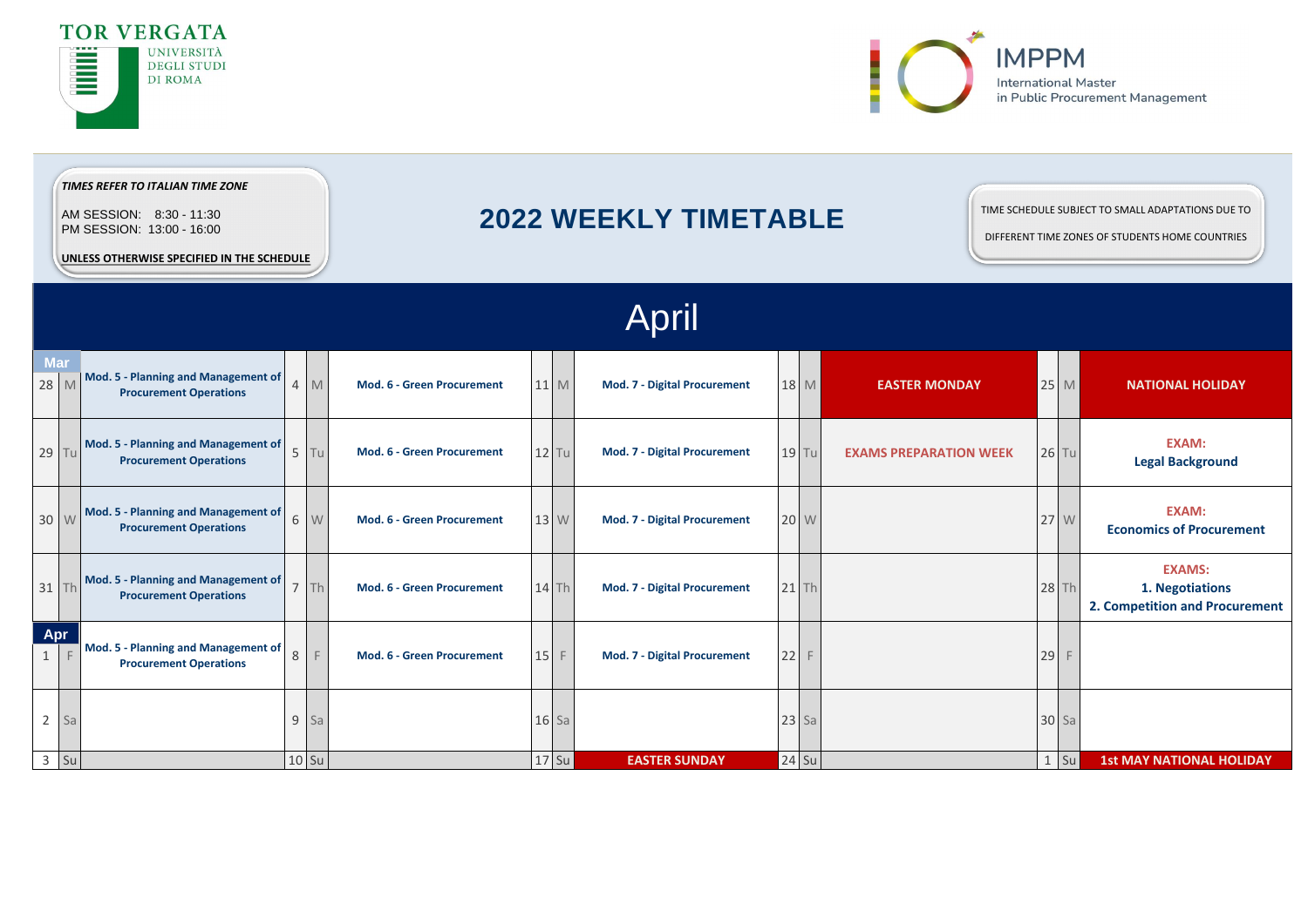TOR VERGATA UNIVERSITÀ DEGLI STUDI DI ROMA

IMPPM International Master in Public Procurement Management

***TIMES REFER TO ITALIAN TIME ZONE***

AM SESSION: 8:30 - 11:30
PM SESSION: 13:00 - 16:00

**UNLESS OTHERWISE SPECIFIED IN THE SCHEDULE**

# 2022 WEEKLY TIMETABLE

TIME SCHEDULE SUBJECT TO SMALL ADAPTATIONS DUE TO DIFFERENT TIME ZONES OF STUDENTS HOME COUNTRIES

## April

| Day | | Activity | Day | | Activity | Day | | Activity | Day | | Activity | Day | | Activity |
|---|---|---|---|---|---|---|---|---|---|---|---|---|---|---|
| Mar 28 | M | **Mod. 5 - Planning and Management of Procurement Operations** | 4 | M | **Mod. 6 - Green Procurement** | 11 | M | **Mod. 7 - Digital Procurement** | 18 | M | **EASTER MONDAY** | 25 | M | **NATIONAL HOLIDAY** |
| 29 | Tu | **Mod. 5 - Planning and Management of Procurement Operations** | 5 | Tu | **Mod. 6 - Green Procurement** | 12 | Tu | **Mod. 7 - Digital Procurement** | 19 | Tu | **EXAMS PREPARATION WEEK** | 26 | Tu | **EXAM: Legal Background** |
| 30 | W | **Mod. 5 - Planning and Management of Procurement Operations** | 6 | W | **Mod. 6 - Green Procurement** | 13 | W | **Mod. 7 - Digital Procurement** | 20 | W | | 27 | W | **EXAM: Economics of Procurement** |
| 31 | Th | **Mod. 5 - Planning and Management of Procurement Operations** | 7 | Th | **Mod. 6 - Green Procurement** | 14 | Th | **Mod. 7 - Digital Procurement** | 21 | Th | | 28 | Th | **EXAMS: 1. Negotiations 2. Competition and Procurement** |
| Apr 1 | F | **Mod. 5 - Planning and Management of Procurement Operations** | 8 | F | **Mod. 6 - Green Procurement** | 15 | F | **Mod. 7 - Digital Procurement** | 22 | F | | 29 | F | |
| 2 | Sa | | 9 | Sa | | 16 | Sa | | 23 | Sa | | 30 | Sa | |
| 3 | Su | | 10 | Su | | 17 | Su | **EASTER SUNDAY** | 24 | Su | | 1 | Su | **1st MAY NATIONAL HOLIDAY** |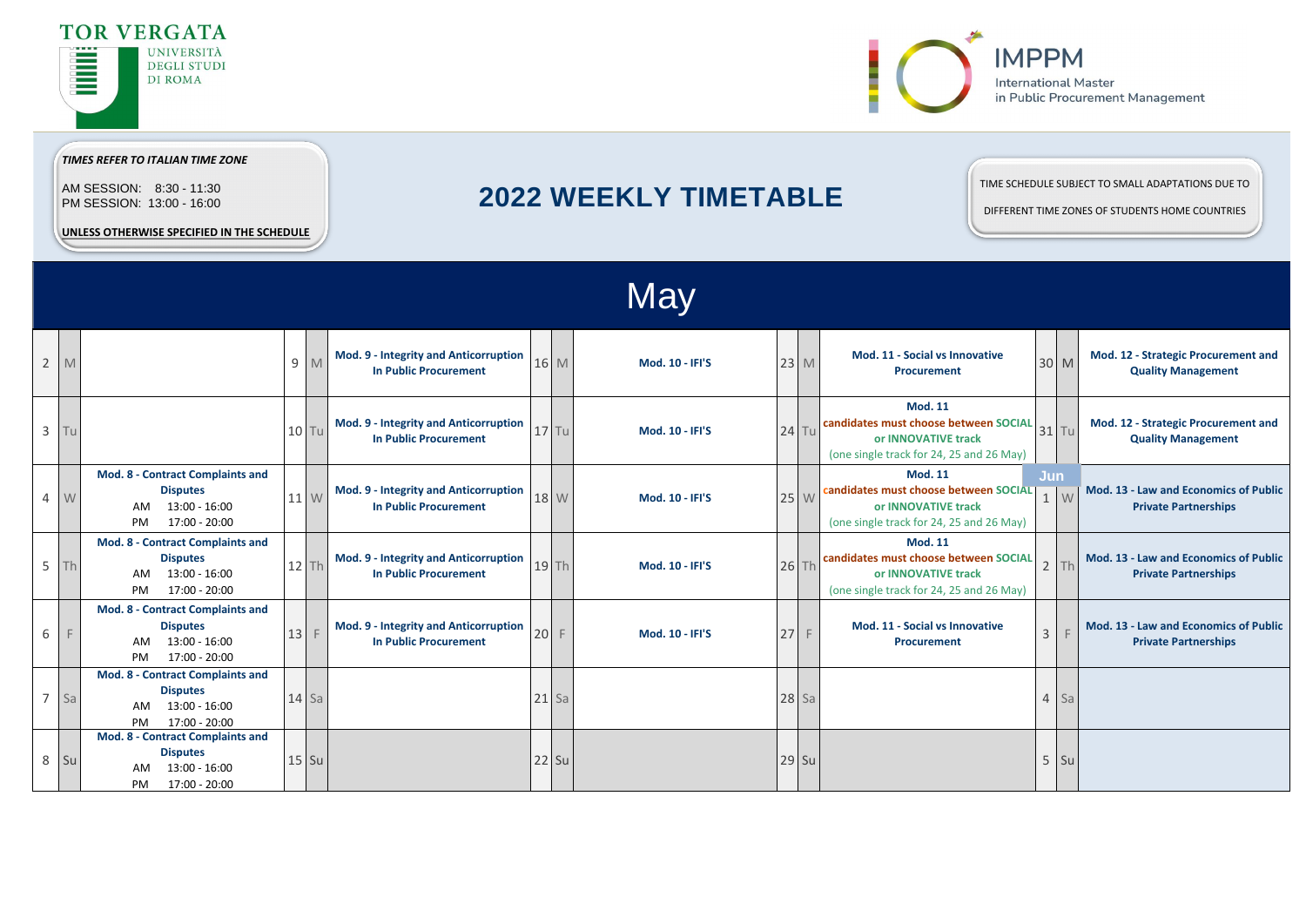TOR VERGATA
UNIVERSITÀ
DEGLI STUDI
DI ROMA

IMPPM
International Master
in Public Procurement Management

*TIMES REFER TO ITALIAN TIME ZONE*

AM SESSION: 8:30 - 11:30
PM SESSION: 13:00 - 16:00

UNLESS OTHERWISE SPECIFIED IN THE SCHEDULE

# 2022 WEEKLY TIMETABLE

TIME SCHEDULE SUBJECT TO SMALL ADAPTATIONS DUE TO DIFFERENT TIME ZONES OF STUDENTS HOME COUNTRIES

## May

| | | | | | | | | | | | | | | |
|---|---|---|---|---|---|---|---|---|---|---|---|---|---|---|
| 2 | M | | 9 | M | **Mod. 9 - Integrity and Anticorruption In Public Procurement** | 16 | M | **Mod. 10 - IFI'S** | 23 | M | **Mod. 11 - Social vs Innovative Procurement** | 30 | M | **Mod. 12 - Strategic Procurement and Quality Management** |
| 3 | Tu | | 10 | Tu | **Mod. 9 - Integrity and Anticorruption In Public Procurement** | 17 | Tu | **Mod. 10 - IFI'S** | 24 | Tu | **Mod. 11** **candidates must choose between SOCIAL or INNOVATIVE track** (one single track for 24, 25 and 26 May) | 31 | Tu | **Mod. 12 - Strategic Procurement and Quality Management** |
| 4 | W | **Mod. 8 - Contract Complaints and Disputes** AM 13:00 - 16:00 PM 17:00 - 20:00 | 11 | W | **Mod. 9 - Integrity and Anticorruption In Public Procurement** | 18 | W | **Mod. 10 - IFI'S** | 25 | W | **Mod. 11** **candidates must choose between SOCIAL or INNOVATIVE track** (one single track for 24, 25 and 26 May) | Jun 1 | W | **Mod. 13 - Law and Economics of Public Private Partnerships** |
| 5 | Th | **Mod. 8 - Contract Complaints and Disputes** AM 13:00 - 16:00 PM 17:00 - 20:00 | 12 | Th | **Mod. 9 - Integrity and Anticorruption In Public Procurement** | 19 | Th | **Mod. 10 - IFI'S** | 26 | Th | **Mod. 11** **candidates must choose between SOCIAL or INNOVATIVE track** (one single track for 24, 25 and 26 May) | 2 | Th | **Mod. 13 - Law and Economics of Public Private Partnerships** |
| 6 | F | **Mod. 8 - Contract Complaints and Disputes** AM 13:00 - 16:00 PM 17:00 - 20:00 | 13 | F | **Mod. 9 - Integrity and Anticorruption In Public Procurement** | 20 | F | **Mod. 10 - IFI'S** | 27 | F | **Mod. 11 - Social vs Innovative Procurement** | 3 | F | **Mod. 13 - Law and Economics of Public Private Partnerships** |
| 7 | Sa | **Mod. 8 - Contract Complaints and Disputes** AM 13:00 - 16:00 PM 17:00 - 20:00 | 14 | Sa | | 21 | Sa | | 28 | Sa | | 4 | Sa | |
| 8 | Su | **Mod. 8 - Contract Complaints and Disputes** AM 13:00 - 16:00 PM 17:00 - 20:00 | 15 | Su | | 22 | Su | | 29 | Su | | 5 | Su | |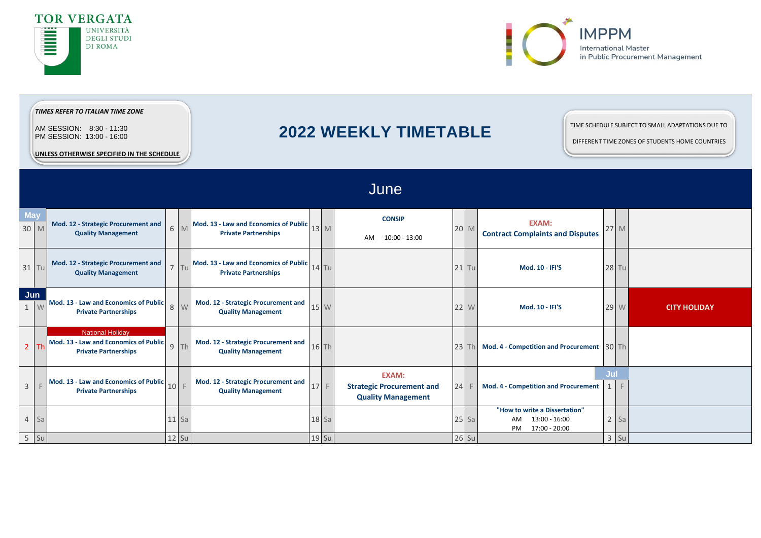TOR VERGATA
UNIVERSITÀ DEGLI STUDI DI ROMA

IMPPM
International Master in Public Procurement Management

*TIMES REFER TO ITALIAN TIME ZONE*

AM SESSION: 8:30 - 11:30
PM SESSION: 13:00 - 16:00

UNLESS OTHERWISE SPECIFIED IN THE SCHEDULE

# 2022 WEEKLY TIMETABLE

TIME SCHEDULE SUBJECT TO SMALL ADAPTATIONS DUE TO DIFFERENT TIME ZONES OF STUDENTS HOME COUNTRIES

## June

| | | | | | | | | | | | | | | |
|---|---|---|---|---|---|---|---|---|---|---|---|---|---|---|
| **May** 30 | M | **Mod. 12 - Strategic Procurement and Quality Management** | 6 | M | **Mod. 13 - Law and Economics of Public Private Partnerships** | 13 | M | **CONSIP** AM 10:00 - 13:00 | 20 | M | **EXAM: Contract Complaints and Disputes** | 27 | M | |
| 31 | Tu | **Mod. 12 - Strategic Procurement and Quality Management** | 7 | Tu | **Mod. 13 - Law and Economics of Public Private Partnerships** | 14 | Tu | | 21 | Tu | **Mod. 10 - IFI'S** | 28 | Tu | |
| **Jun** 1 | W | **Mod. 13 - Law and Economics of Public Private Partnerships** | 8 | W | **Mod. 12 - Strategic Procurement and Quality Management** | 15 | W | | 22 | W | **Mod. 10 - IFI'S** | 29 | W | **CITY HOLIDAY** |
| 2 | Th | National Holiday **Mod. 13 - Law and Economics of Public Private Partnerships** | 9 | Th | **Mod. 12 - Strategic Procurement and Quality Management** | 16 | Th | | 23 | Th | **Mod. 4 - Competition and Procurement** | 30 | Th | |
| 3 | F | **Mod. 13 - Law and Economics of Public Private Partnerships** | 10 | F | **Mod. 12 - Strategic Procurement and Quality Management** | 17 | F | **EXAM: Strategic Procurement and Quality Management** | 24 | F | **Mod. 4 - Competition and Procurement** | **Jul** 1 | F | |
| 4 | Sa | | 11 | Sa | | 18 | Sa | | 25 | Sa | **"How to write a Dissertation"** AM 13:00 - 16:00 PM 17:00 - 20:00 | 2 | Sa | |
| 5 | Su | | 12 | Su | | 19 | Su | | 26 | Su | | 3 | Su | |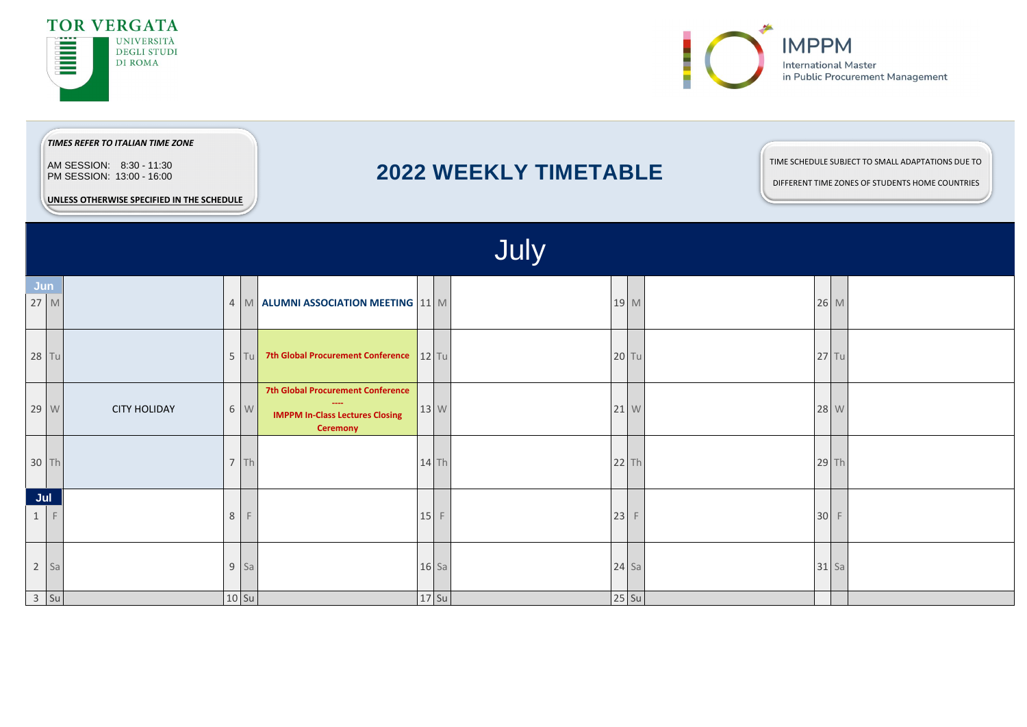TOR VERGATA
UNIVERSITÀ DEGLI STUDI DI ROMA

IMPPM
International Master in Public Procurement Management

***TIMES REFER TO ITALIAN TIME ZONE***

AM SESSION: 8:30 - 11:30
PM SESSION: 13:00 - 16:00

**UNLESS OTHERWISE SPECIFIED IN THE SCHEDULE**

# 2022 WEEKLY TIMETABLE

TIME SCHEDULE SUBJECT TO SMALL ADAPTATIONS DUE TO DIFFERENT TIME ZONES OF STUDENTS HOME COUNTRIES

## July

| | | | | | | | | | | | | | | |
|---|---|---|---|---|---|---|---|---|---|---|---|---|---|---|
| Jun 27 | M | | 4 | M | **ALUMNI ASSOCIATION MEETING** | 11 | M | | 19 | M | | 26 | M | |
| 28 | Tu | | 5 | Tu | **7th Global Procurement Conference** | 12 | Tu | | 20 | Tu | | 27 | Tu | |
| 29 | W | CITY HOLIDAY | 6 | W | **7th Global Procurement Conference ---- IMPPM In-Class Lectures Closing Ceremony** | 13 | W | | 21 | W | | 28 | W | |
| 30 | Th | | 7 | Th | | 14 | Th | | 22 | Th | | 29 | Th | |
| Jul 1 | F | | 8 | F | | 15 | F | | 23 | F | | 30 | F | |
| 2 | Sa | | 9 | Sa | | 16 | Sa | | 24 | Sa | | 31 | Sa | |
| 3 | Su | | 10 | Su | | 17 | Su | | 25 | Su | | | | |